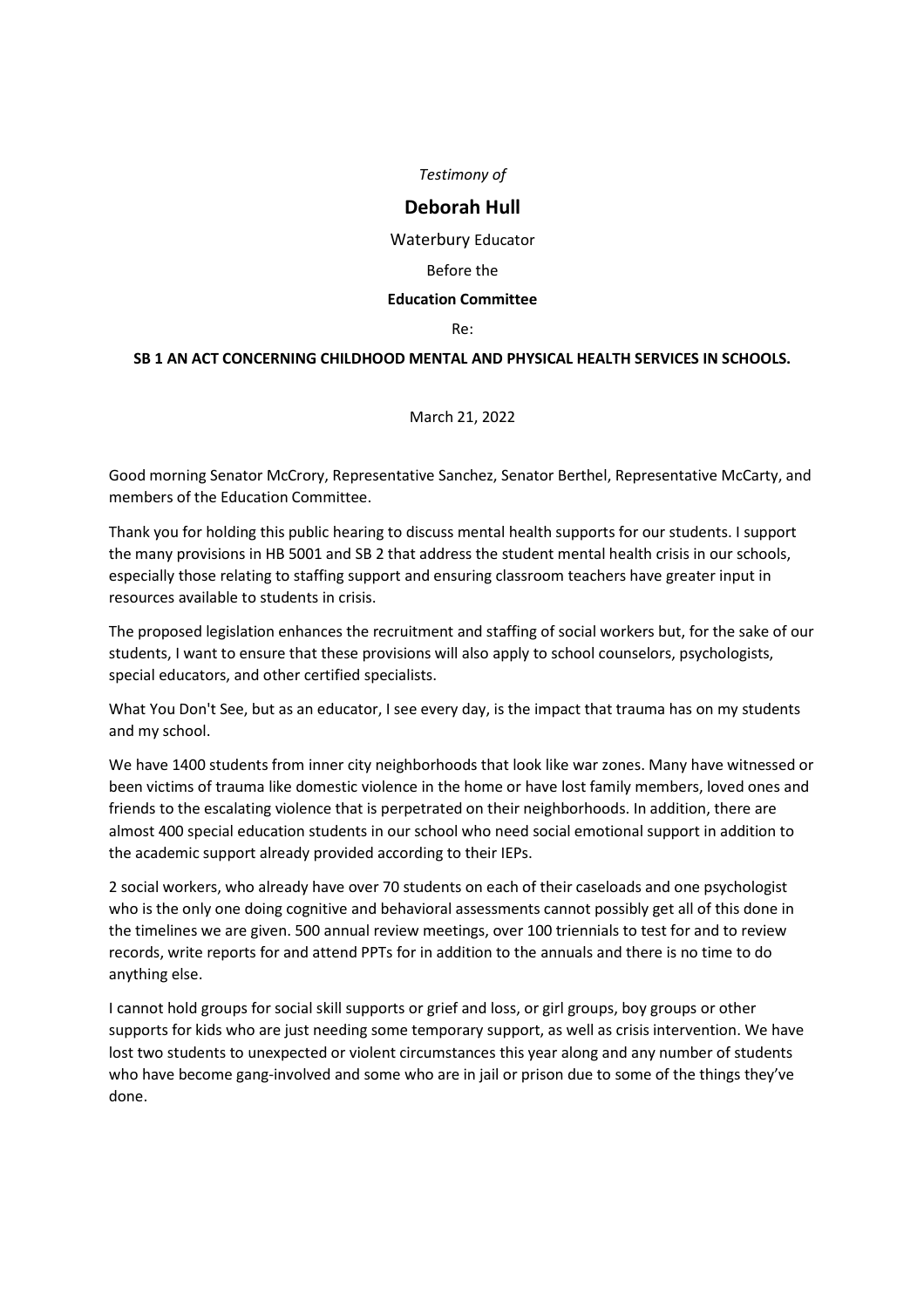*Testimony of*

## Deborah Hull

Waterbury Educator

Before the

**Education Committee**

Re:

**SB 1 AN ACT CONCERNING CHILDHOOD MENTAL AND PHYSICAL HEALTH SERVICES IN SCHOOLS.**

March 21, 2022

Good morning Senator McCrory, Representative Sanchez, Senator Berthel, Representative McCarty, and members of the Education Committee.

Thank you for holding this public hearing to discuss mental health supports for our students. I support the many provisions in HB 5001 and SB 2 that address the student mental health crisis in our schools, especially those relating to staffing support and ensuring classroom teachers have greater input in resources available to students in crisis.

The proposed legislation enhances the recruitment and staffing of social workers but, for the sake of our students, I want to ensure that these provisions will also apply to school counselors, psychologists, special educators, and other certified specialists.

What You Don't See, but as an educator, I see every day, is the impact that trauma has on my students and my school.

We have 1400 students from inner city neighborhoods that look like war zones. Many have witnessed or been victims of trauma like domestic violence in the home or have lost family members, loved ones and friends to the escalating violence that is perpetrated on their neighborhoods. In addition, there are almost 400 special education students in our school who need social emotional support in addition to the academic support already provided according to their IEPs.

2 social workers, who already have over 70 students on each of their caseloads and one psychologist who is the only one doing cognitive and behavioral assessments cannot possibly get all of this done in the timelines we are given. 500 annual review meetings, over 100 triennials to test for and to review records, write reports for and attend PPTs for in addition to the annuals and there is no time to do anything else.

I cannot hold groups for social skill supports or grief and loss, or girl groups, boy groups or other supports for kids who are just needing some temporary support, as well as crisis intervention. We have lost two students to unexpected or violent circumstances this year along and any number of students who have become gang-involved and some who are in jail or prison due to some of the things they've done.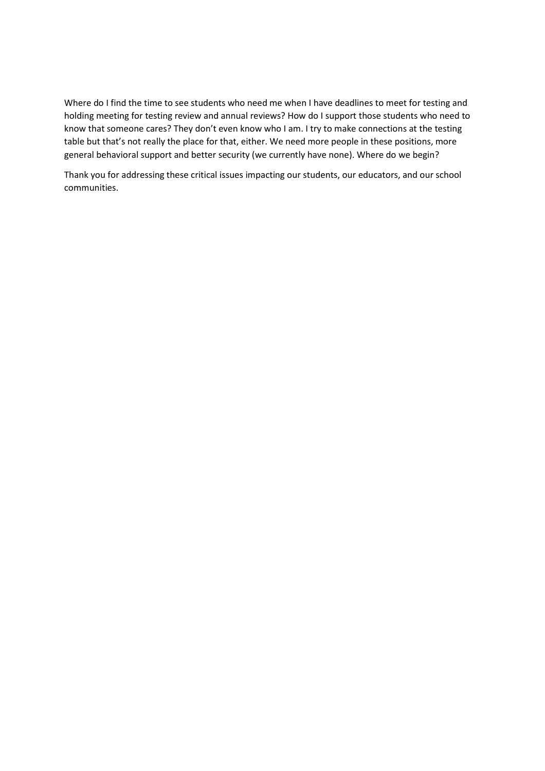Where do I find the time to see students who need me when I have deadlines to meet for testing and holding meeting for testing review and annual reviews? How do I support those students who need to know that someone cares? They don't even know who I am. I try to make connections at the testing table but that's not really the place for that, either. We need more people in these positions, more general behavioral support and better security (we currently have none). Where do we begin?

Thank you for addressing these critical issues impacting our students, our educators, and our school communities.